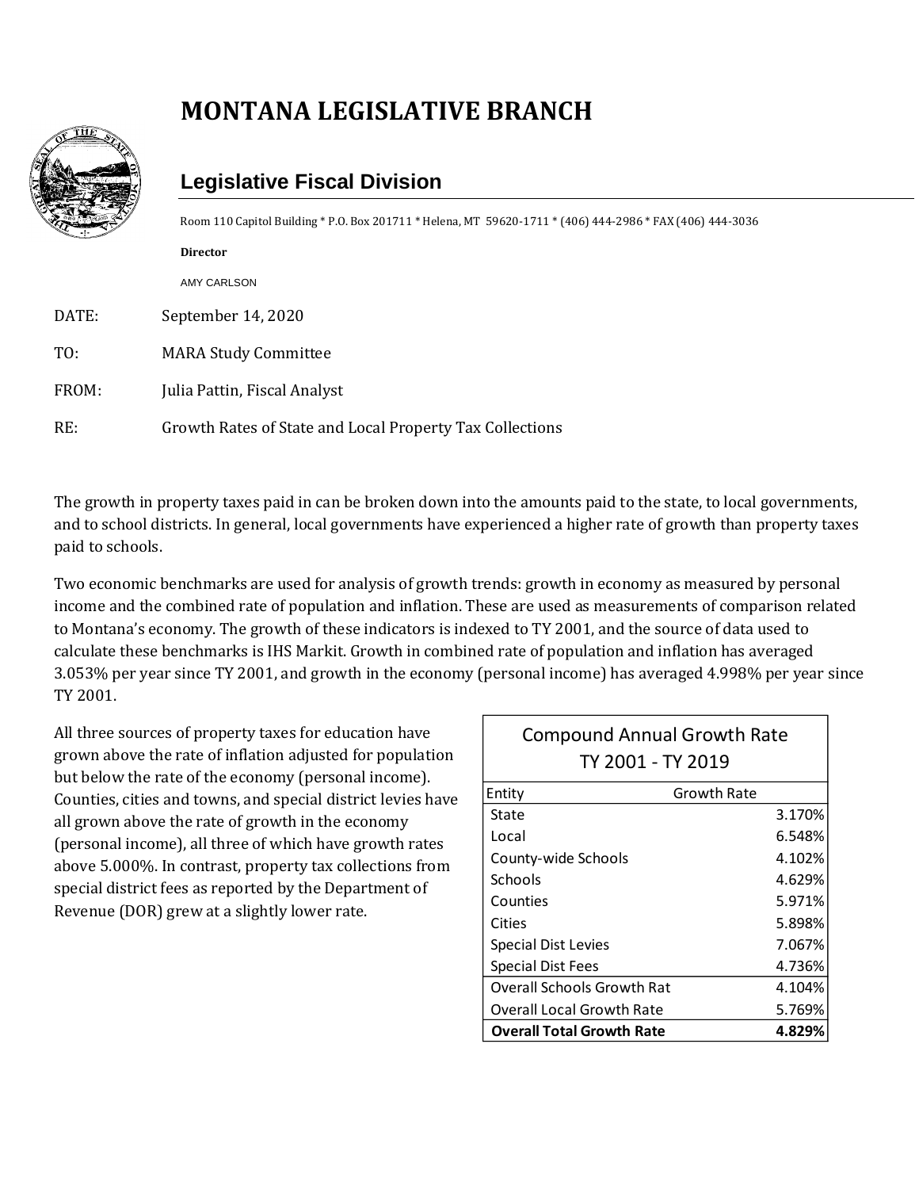# MONTANA LEGISLATIVE BRANCH

## Legislative Fiscal Division

Room 110 Capitol Building * P.O. Box 201711 * Helena, MT 59620-1711 * (406) 444-2986 * FAX (406) 444-3036

**Director**

AMY CARLSON

DATE: September 14, 2020

TO: MARA Study Committee

FROM: Julia Pattin, Fiscal Analyst

RE: Growth Rates of State and Local Property Tax Collections

The growth in property taxes paid in can be broken down into the amounts paid to the state, to local governments, and to school districts. In general, local governments have experienced a higher rate of growth than property taxes paid to schools.

Two economic benchmarks are used for analysis of growth trends: growth in economy as measured by personal income and the combined rate of population and inflation. These are used as measurements of comparison related to Montana's economy. The growth of these indicators is indexed to TY 2001, and the source of data used to calculate these benchmarks is IHS Markit. Growth in combined rate of population and inflation has averaged 3.053% per year since TY 2001, and growth in the economy (personal income) has averaged 4.998% per year since TY 2001.

All three sources of property taxes for education have grown above the rate of inflation adjusted for population but below the rate of the economy (personal income). Counties, cities and towns, and special district levies have all grown above the rate of growth in the economy (personal income), all three of which have growth rates above 5.000%. In contrast, property tax collections from special district fees as reported by the Department of Revenue (DOR) grew at a slightly lower rate.

**Compound Annual Growth Rate TY 2001 - TY 2019**

| Entity | Growth Rate |
|---|---|
| State | 3.170% |
| Local | 6.548% |
| County-wide Schools | 4.102% |
| Schools | 4.629% |
| Counties | 5.971% |
| Cities | 5.898% |
| Special Dist Levies | 7.067% |
| Special Dist Fees | 4.736% |
| Overall Schools Growth Rat | 4.104% |
| Overall Local Growth Rate | 5.769% |
| **Overall Total Growth Rate** | **4.829%** |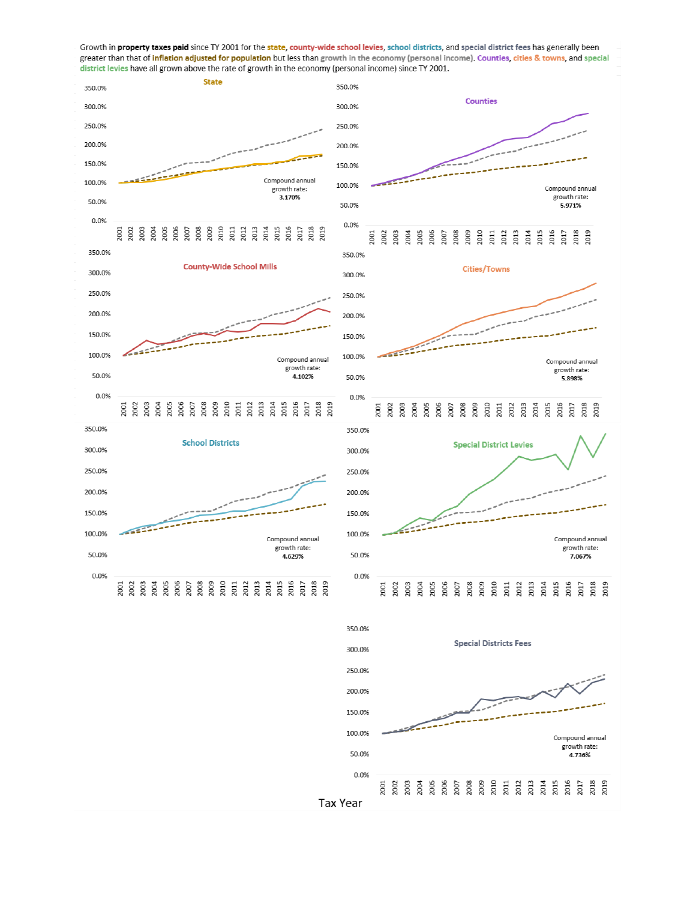Growth in **property taxes paid** since TY 2001 for the state, county-wide school levies, school districts, and special district fees has generally been greater than that of **inflation adjusted for population** but less than growth in the economy (personal income). Counties, cities & towns, and special district levies have all grown above the rate of growth in the economy (personal income) since TY 2001.

State

Compound annual growth rate: **3.170%**

Counties

Compound annual growth rate: **5.971%**

County-Wide School Mills

Compound annual growth rate: **4.102%**

Cities/Towns

Compound annual growth rate: **5.898%**

School Districts

Compound annual growth rate: **4.629%**

Special District Levies

Compound annual growth rate: **7.067%**

Special Districts Fees

Compound annual growth rate: **4.736%**

Tax Year